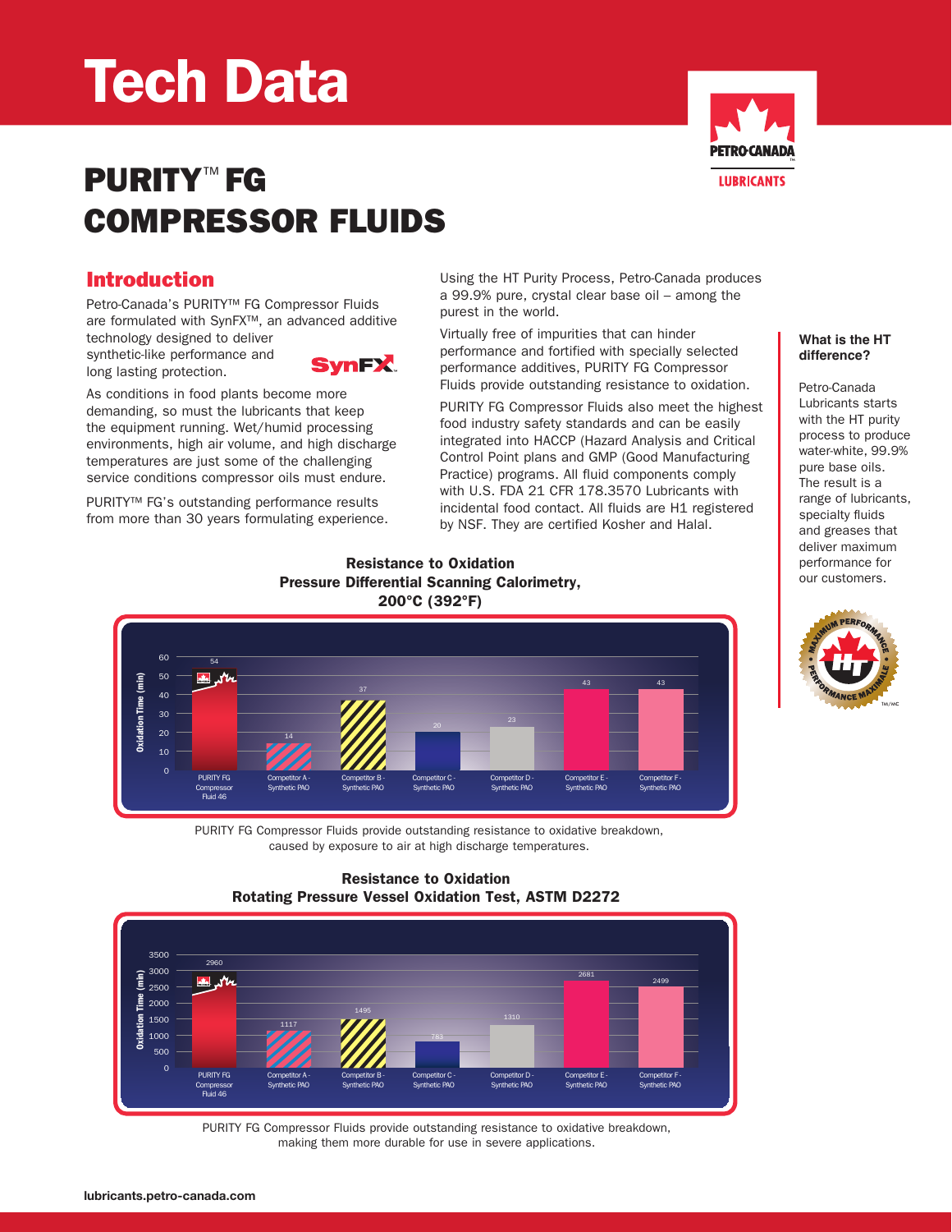# Tech Data

# PURITY™ FG COMPRESSOR FLUIDS

## Introduction

Petro-Canada's PURITY™ FG Compressor Fluids are formulated with SynFX™, an advanced additive technology designed to deliver synthetic-like performance and long lasting protection.

As conditions in food plants become more demanding, so must the lubricants that keep the equipment running. Wet/humid processing environments, high air volume, and high discharge temperatures are just some of the challenging service conditions compressor oils must endure.

PURITY™ FG's outstanding performance results from more than 30 years formulating experience.

Using the HT Purity Process, Petro-Canada produces a 99.9% pure, crystal clear base oil – among the purest in the world.

Virtually free of impurities that can hinder performance and fortified with specially selected performance additives, PURITY FG Compressor Fluids provide outstanding resistance to oxidation.

PURITY FG Compressor Fluids also meet the highest food industry safety standards and can be easily integrated into HACCP (Hazard Analysis and Critical Control Point plans and GMP (Good Manufacturing Practice) programs. All fluid components comply with U.S. FDA 21 CFR 178.3570 Lubricants with incidental food contact. All fluids are H1 registered by NSF. They are certified Kosher and Halal.

**What is the HT difference?**

Petro-Canada Lubricants starts with the HT purity process to produce water-white, 99.9% pure base oils. The result is a range of lubricants, specialty fluids and greases that deliver maximum performance for our customers.

**Resistance to Oxidation**
**Pressure Differential Scanning Calorimetry, 200°C (392°F)**

| Product | Oxidation Time (min) |
|---|---|
| PURITY FG Compressor Fluid 46 | 54 |
| Competitor A - Synthetic PAO | 14 |
| Competitor B - Synthetic PAO | 37 |
| Competitor C - Synthetic PAO | 20 |
| Competitor D - Synthetic PAO | 23 |
| Competitor E - Synthetic PAO | 43 |
| Competitor F - Synthetic PAO | 43 |

PURITY FG Compressor Fluids provide outstanding resistance to oxidative breakdown, caused by exposure to air at high discharge temperatures.

**Resistance to Oxidation**
**Rotating Pressure Vessel Oxidation Test, ASTM D2272**

| Product | Oxidation Time (min) |
|---|---|
| PURITY FG Compressor Fluid 46 | 2960 |
| Competitor A - Synthetic PAO | 1117 |
| Competitor B - Synthetic PAO | 1495 |
| Competitor C - Synthetic PAO | 783 |
| Competitor D - Synthetic PAO | 1310 |
| Competitor E - Synthetic PAO | 2681 |
| Competitor F - Synthetic PAO | 2499 |

PURITY FG Compressor Fluids provide outstanding resistance to oxidative breakdown, making them more durable for use in severe applications.

lubricants.petro-canada.com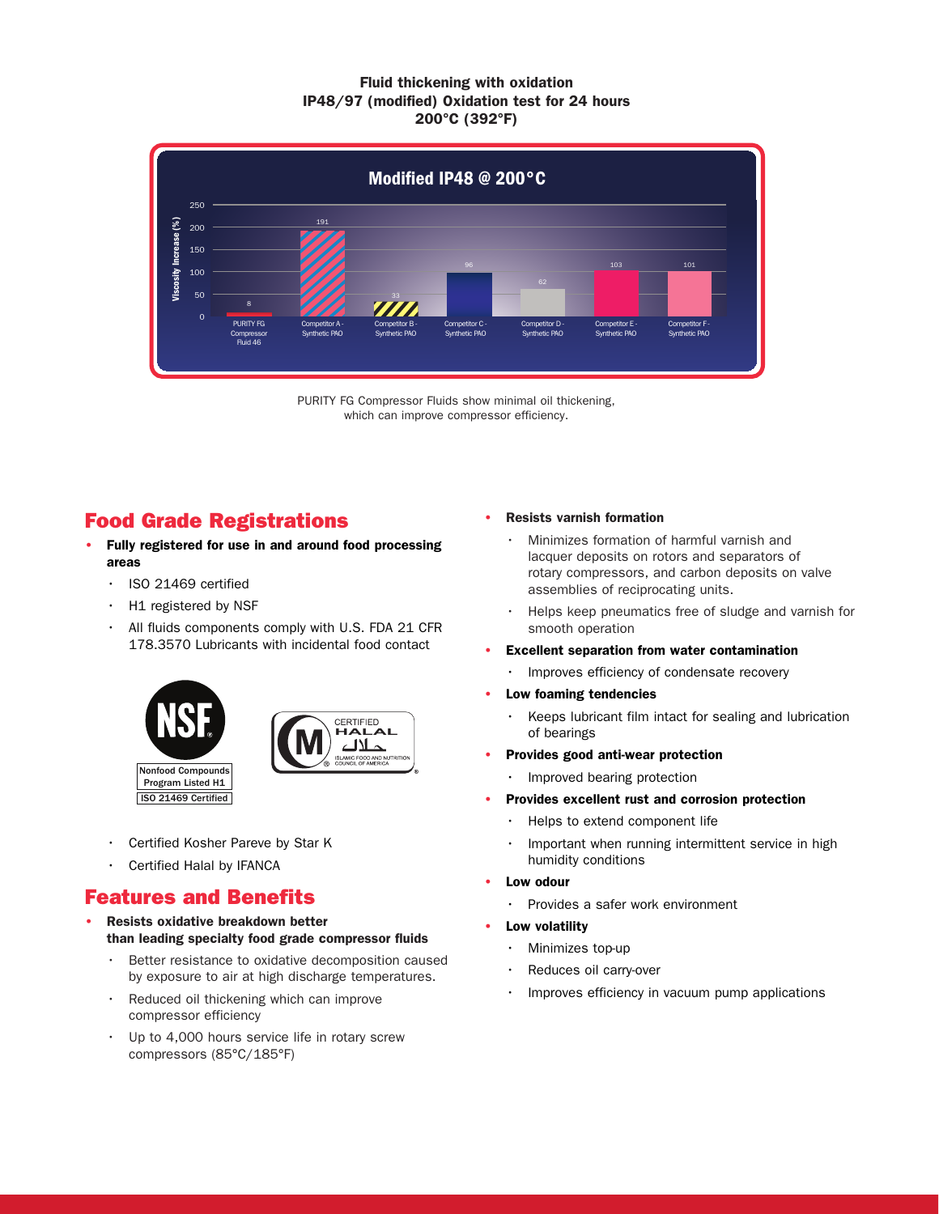**Fluid thickening with oxidation**
**IP48/97 (modified) Oxidation test for 24 hours**
**200°C (392°F)**

**Modified IP48 @ 200°C**

| Fluid | Viscosity Increase (%) |
|---|---|
| PURITY FG Compressor Fluid 46 | 8 |
| Competitor A - Synthetic PAO | 191 |
| Competitor B - Synthetic PAO | 33 |
| Competitor C - Synthetic PAO | 96 |
| Competitor D - Synthetic PAO | 62 |
| Competitor E - Synthetic PAO | 103 |
| Competitor F - Synthetic PAO | 101 |

PURITY FG Compressor Fluids show minimal oil thickening, which can improve compressor efficiency.

## Food Grade Registrations

- **Fully registered for use in and around food processing areas**
  - ISO 21469 certified
  - H1 registered by NSF
  - All fluids components comply with U.S. FDA 21 CFR 178.3570 Lubricants with incidental food contact

NSF Nonfood Compounds Program Listed H1
ISO 21469 Certified

CERTIFIED HALAL حلال ISLAMIC FOOD AND NUTRITION COUNCIL OF AMERICA

  - Certified Kosher Pareve by Star K
  - Certified Halal by IFANCA

## Features and Benefits

- **Resists oxidative breakdown better than leading specialty food grade compressor fluids**
  - Better resistance to oxidative decomposition caused by exposure to air at high discharge temperatures.
  - Reduced oil thickening which can improve compressor efficiency
  - Up to 4,000 hours service life in rotary screw compressors (85°C/185°F)
- **Resists varnish formation**
  - Minimizes formation of harmful varnish and lacquer deposits on rotors and separators of rotary compressors, and carbon deposits on valve assemblies of reciprocating units.
  - Helps keep pneumatics free of sludge and varnish for smooth operation
- **Excellent separation from water contamination**
  - Improves efficiency of condensate recovery
- **Low foaming tendencies**
  - Keeps lubricant film intact for sealing and lubrication of bearings
- **Provides good anti-wear protection**
  - Improved bearing protection
- **Provides excellent rust and corrosion protection**
  - Helps to extend component life
  - Important when running intermittent service in high humidity conditions
- **Low odour**
  - Provides a safer work environment
- **Low volatility**
  - Minimizes top-up
  - Reduces oil carry-over
  - Improves efficiency in vacuum pump applications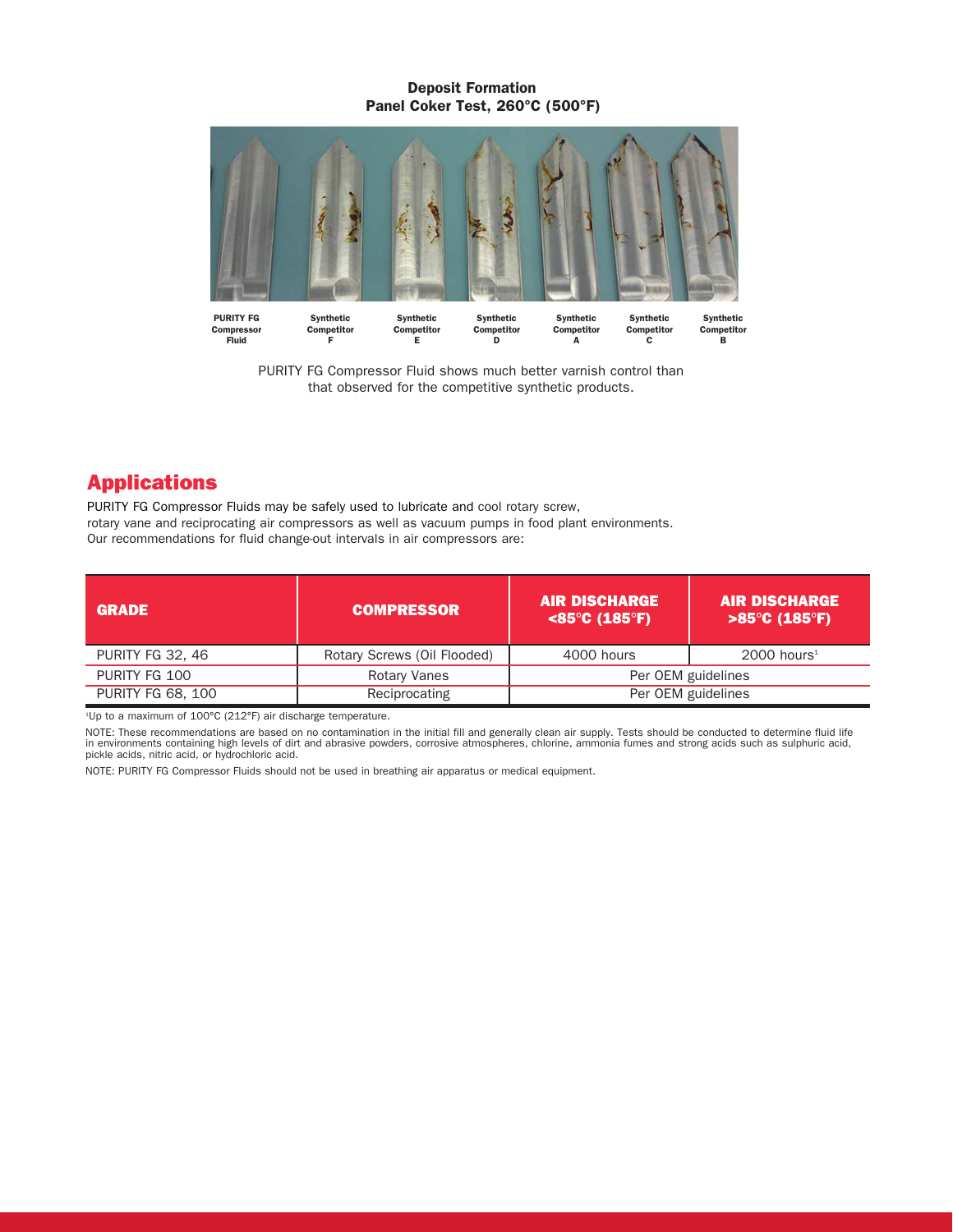**Deposit Formation**
**Panel Coker Test, 260°C (500°F)**

**PURITY FG Compressor Fluid** | **Synthetic Competitor F** | **Synthetic Competitor E** | **Synthetic Competitor D** | **Synthetic Competitor A** | **Synthetic Competitor C** | **Synthetic Competitor B**

PURITY FG Compressor Fluid shows much better varnish control than that observed for the competitive synthetic products.

## Applications

PURITY FG Compressor Fluids may be safely used to lubricate and cool rotary screw, rotary vane and reciprocating air compressors as well as vacuum pumps in food plant environments. Our recommendations for fluid change-out intervals in air compressors are:

| GRADE | COMPRESSOR | AIR DISCHARGE <85°C (185°F) | AIR DISCHARGE >85°C (185°F) |
|---|---|---|---|
| PURITY FG 32, 46 | Rotary Screws (Oil Flooded) | 4000 hours | 2000 hours[1] |
| PURITY FG 100 | Rotary Vanes | Per OEM guidelines | |
| PURITY FG 68, 100 | Reciprocating | Per OEM guidelines | |

[1]Up to a maximum of 100°C (212°F) air discharge temperature.

NOTE: These recommendations are based on no contamination in the initial fill and generally clean air supply. Tests should be conducted to determine fluid life in environments containing high levels of dirt and abrasive powders, corrosive atmospheres, chlorine, ammonia fumes and strong acids such as sulphuric acid, pickle acids, nitric acid, or hydrochloric acid.

NOTE: PURITY FG Compressor Fluids should not be used in breathing air apparatus or medical equipment.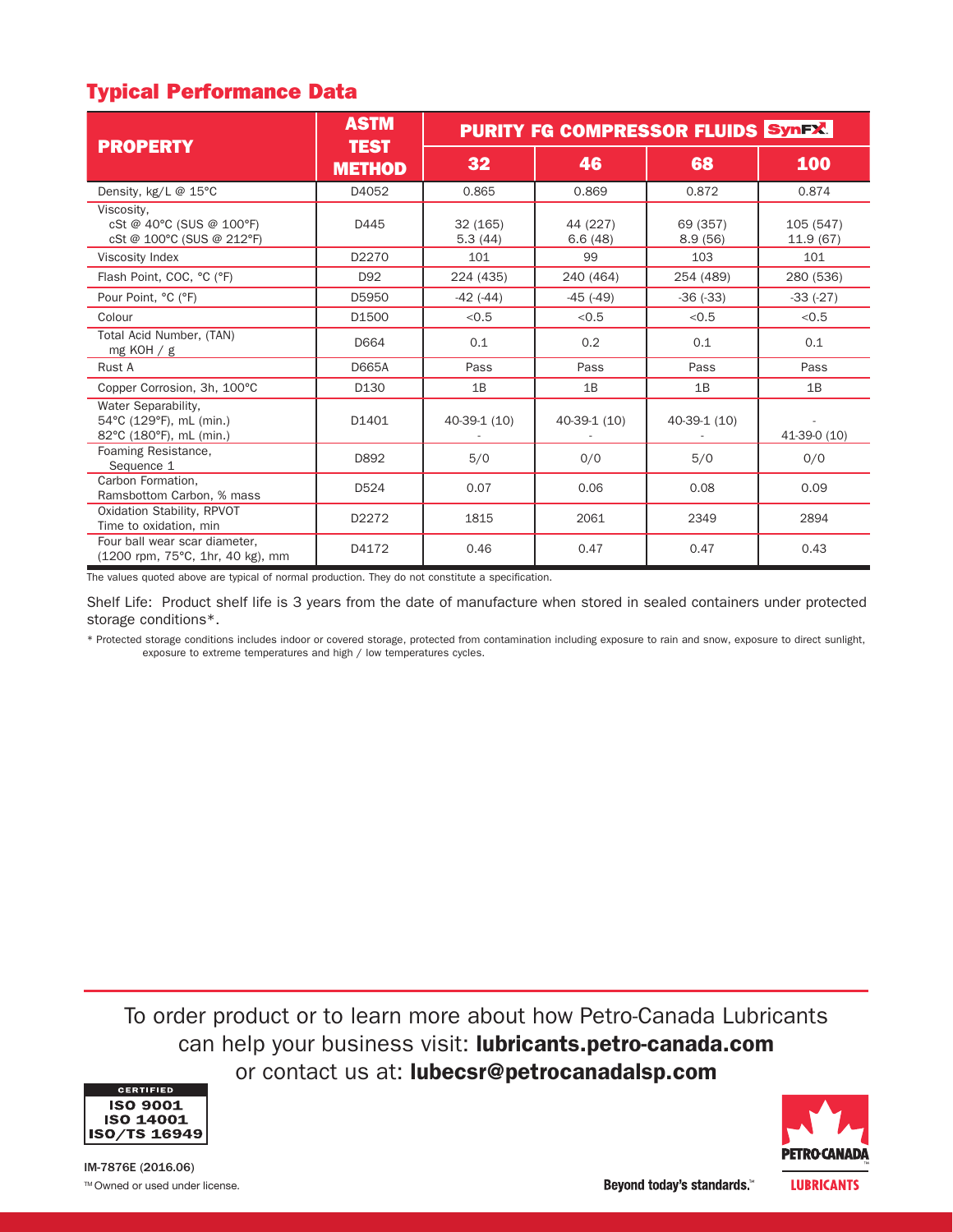## Typical Performance Data

| PROPERTY | ASTM TEST METHOD | PURITY FG COMPRESSOR FLUIDS SynFX | | | |
|---|---|---|---|---|---|
| | | 32 | 46 | 68 | 100 |
| Density, kg/L @ 15°C | D4052 | 0.865 | 0.869 | 0.872 | 0.874 |
| Viscosity,<br>cSt @ 40°C (SUS @ 100°F)<br>cSt @ 100°C (SUS @ 212°F) | D445 | 32 (165)<br>5.3 (44) | 44 (227)<br>6.6 (48) | 69 (357)<br>8.9 (56) | 105 (547)<br>11.9 (67) |
| Viscosity Index | D2270 | 101 | 99 | 103 | 101 |
| Flash Point, COC, °C (°F) | D92 | 224 (435) | 240 (464) | 254 (489) | 280 (536) |
| Pour Point, °C (°F) | D5950 | -42 (-44) | -45 (-49) | -36 (-33) | -33 (-27) |
| Colour | D1500 | <0.5 | <0.5 | <0.5 | <0.5 |
| Total Acid Number, (TAN)<br>mg KOH / g | D664 | 0.1 | 0.2 | 0.1 | 0.1 |
| Rust A | D665A | Pass | Pass | Pass | Pass |
| Copper Corrosion, 3h, 100°C | D130 | 1B | 1B | 1B | 1B |
| Water Separability,<br>54°C (129°F), mL (min.)<br>82°C (180°F), mL (min.) | D1401 | 40-39-1 (10)<br>- | 40-39-1 (10)<br>- | 40-39-1 (10)<br>- | -<br>41-39-0 (10) |
| Foaming Resistance,<br>Sequence 1 | D892 | 5/0 | 0/0 | 5/0 | 0/0 |
| Carbon Formation,<br>Ramsbottom Carbon, % mass | D524 | 0.07 | 0.06 | 0.08 | 0.09 |
| Oxidation Stability, RPVOT<br>Time to oxidation, min | D2272 | 1815 | 2061 | 2349 | 2894 |
| Four ball wear scar diameter,<br>(1200 rpm, 75°C, 1hr, 40 kg), mm | D4172 | 0.46 | 0.47 | 0.47 | 0.43 |

The values quoted above are typical of normal production. They do not constitute a specification.

Shelf Life: Product shelf life is 3 years from the date of manufacture when stored in sealed containers under protected storage conditions*.

* Protected storage conditions includes indoor or covered storage, protected from contamination including exposure to rain and snow, exposure to direct sunlight, exposure to extreme temperatures and high / low temperatures cycles.

To order product or to learn more about how Petro-Canada Lubricants can help your business visit: **lubricants.petro-canada.com** or contact us at: **lubecsr@petrocanadalsp.com**

CERTIFIED
ISO 9001
ISO 14001
ISO/TS 16949

IM-7876E (2016.06)

™ Owned or used under license.

Beyond today's standards.™

PETRO-CANADA LUBRICANTS